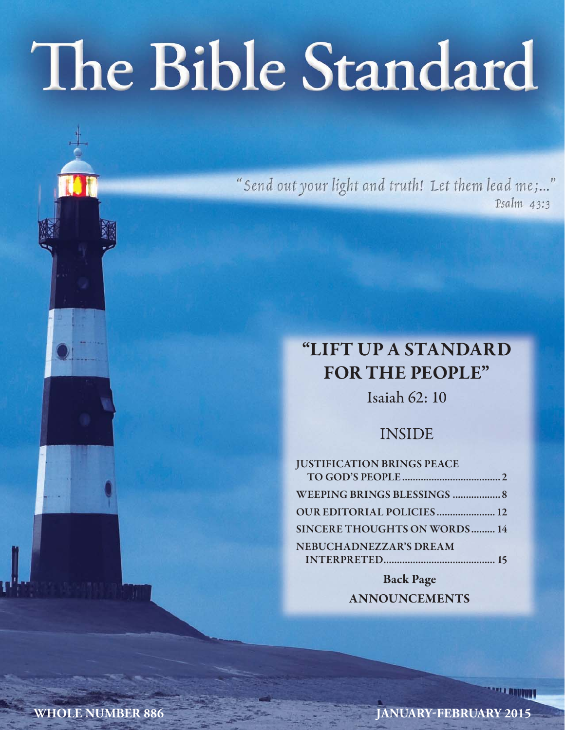# The Bible Standard

"Send out your light and truth! Let them lead me;..."
Psalm 43:3

## "LIFT UP A STANDARD FOR THE PEOPLE"

Isaiah 62: 10

### INSIDE

| | |
|---|---|
| JUSTIFICATION BRINGS PEACE TO GOD'S PEOPLE | 2 |
| WEEPING BRINGS BLESSINGS | 8 |
| OUR EDITORIAL POLICIES | 12 |
| SINCERE THOUGHTS ON WORDS | 14 |
| NEBUCHADNEZZAR'S DREAM INTERPRETED | 15 |

**Back Page**

**ANNOUNCEMENTS**

**WHOLE NUMBER 886** **JANUARY-FEBRUARY 2015**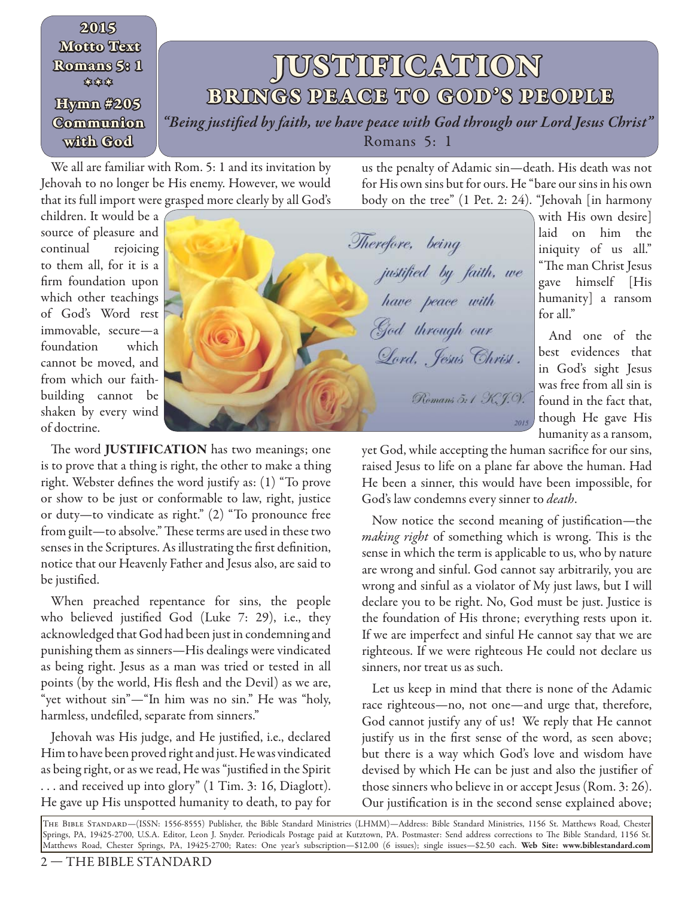2015 Motto Text
Romans 5: 1
\* \* \*
Hymn #205
Communion with God

# JUSTIFICATION
## BRINGS PEACE TO GOD'S PEOPLE

*"Being justified by faith, we have peace with God through our Lord Jesus Christ"*
Romans 5: 1

We all are familiar with Rom. 5: 1 and its invitation by Jehovah to no longer be His enemy. However, we would that its full import were grasped more clearly by all God's children. It would be a source of pleasure and continual rejoicing to them all, for it is a firm foundation upon which other teachings of God's Word rest immovable, secure—a foundation which cannot be moved, and from which our faith-building cannot be shaken by every wind of doctrine.

The word **JUSTIFICATION** has two meanings; one is to prove that a thing is right, the other to make a thing right. Webster defines the word justify as: (1) "To prove or show to be just or conformable to law, right, justice or duty—to vindicate as right." (2) "To pronounce free from guilt—to absolve." These terms are used in these two senses in the Scriptures. As illustrating the first definition, notice that our Heavenly Father and Jesus also, are said to be justified.

When preached repentance for sins, the people who believed justified God (Luke 7: 29), i.e., they acknowledged that God had been just in condemning and punishing them as sinners—His dealings were vindicated as being right. Jesus as a man was tried or tested in all points (by the world, His flesh and the Devil) as we are, "yet without sin"—"In him was no sin." He was "holy, harmless, undefiled, separate from sinners."

Jehovah was His judge, and He justified, i.e., declared Him to have been proved right and just. He was vindicated as being right, or as we read, He was "justified in the Spirit . . . and received up into glory" (1 Tim. 3: 16, Diaglott). He gave up His unspotted humanity to death, to pay for us the penalty of Adamic sin—death. His death was not for His own sins but for ours. He "bare our sins in his own body on the tree" (1 Pet. 2: 24). "Jehovah [in harmony with His own desire] laid on him the iniquity of us all." "The man Christ Jesus gave himself [His humanity] a ransom for all."

And one of the best evidences that in God's sight Jesus was free from all sin is found in the fact that, though He gave His humanity as a ransom, yet God, while accepting the human sacrifice for our sins, raised Jesus to life on a plane far above the human. Had He been a sinner, this would have been impossible, for God's law condemns every sinner to *death*.

Now notice the second meaning of justification—the *making right* of something which is wrong. This is the sense in which the term is applicable to us, who by nature are wrong and sinful. God cannot say arbitrarily, you are wrong and sinful as a violator of My just laws, but I will declare you to be right. No, God must be just. Justice is the foundation of His throne; everything rests upon it. If we are imperfect and sinful He cannot say that we are righteous. If we were righteous He could not declare us sinners, nor treat us as such.

Let us keep in mind that there is none of the Adamic race righteous—no, not one—and urge that, therefore, God cannot justify any of us! We reply that He cannot justify us in the first sense of the word, as seen above; but there is a way which God's love and wisdom have devised by which He can be just and also the justifier of those sinners who believe in or accept Jesus (Rom. 3: 26). Our justification is in the second sense explained above;

The Bible Standard—(ISSN: 1556-8555) Publisher, the Bible Standard Ministries (LHMM)—Address: Bible Standard Ministries, 1156 St. Matthews Road, Chester Springs, PA, 19425-2700, U.S.A. Editor, Leon J. Snyder. Periodicals Postage paid at Kutztown, PA. Postmaster: Send address corrections to The Bible Standard, 1156 St. Matthews Road, Chester Springs, PA, 19425-2700; Rates: One year's subscription—$12.00 (6 issues); single issues—$2.50 each. **Web Site: www.biblestandard.com**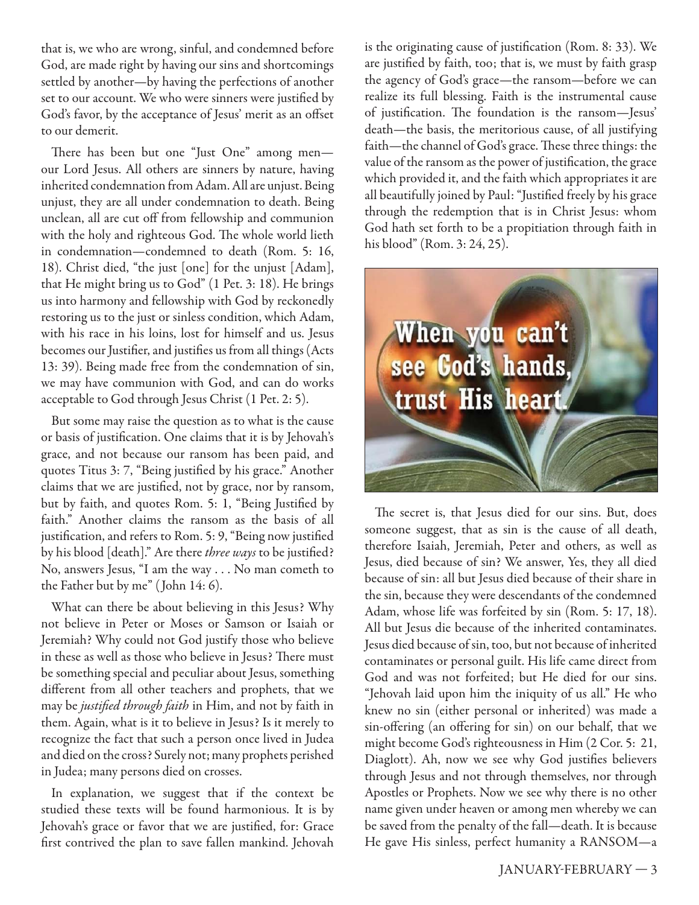that is, we who are wrong, sinful, and condemned before God, are made right by having our sins and shortcomings settled by another—by having the perfections of another set to our account. We who were sinners were justified by God's favor, by the acceptance of Jesus' merit as an offset to our demerit.

There has been but one "Just One" among men—our Lord Jesus. All others are sinners by nature, having inherited condemnation from Adam. All are unjust. Being unjust, they are all under condemnation to death. Being unclean, all are cut off from fellowship and communion with the holy and righteous God. The whole world lieth in condemnation—condemned to death (Rom. 5: 16, 18). Christ died, "the just [one] for the unjust [Adam], that He might bring us to God" (1 Pet. 3: 18). He brings us into harmony and fellowship with God by reckonedly restoring us to the just or sinless condition, which Adam, with his race in his loins, lost for himself and us. Jesus becomes our Justifier, and justifies us from all things (Acts 13: 39). Being made free from the condemnation of sin, we may have communion with God, and can do works acceptable to God through Jesus Christ (1 Pet. 2: 5).

But some may raise the question as to what is the cause or basis of justification. One claims that it is by Jehovah's grace, and not because our ransom has been paid, and quotes Titus 3: 7, "Being justified by his grace." Another claims that we are justified, not by grace, nor by ransom, but by faith, and quotes Rom. 5: 1, "Being Justified by faith." Another claims the ransom as the basis of all justification, and refers to Rom. 5: 9, "Being now justified by his blood [death]." Are there *three ways* to be justified? No, answers Jesus, "I am the way . . . No man cometh to the Father but by me" (John 14: 6).

What can there be about believing in this Jesus? Why not believe in Peter or Moses or Samson or Isaiah or Jeremiah? Why could not God justify those who believe in these as well as those who believe in Jesus? There must be something special and peculiar about Jesus, something different from all other teachers and prophets, that we may be *justified through faith* in Him, and not by faith in them. Again, what is it to believe in Jesus? Is it merely to recognize the fact that such a person once lived in Judea and died on the cross? Surely not; many prophets perished in Judea; many persons died on crosses.

In explanation, we suggest that if the context be studied these texts will be found harmonious. It is by Jehovah's grace or favor that we are justified, for: Grace first contrived the plan to save fallen mankind. Jehovah is the originating cause of justification (Rom. 8: 33). We are justified by faith, too; that is, we must by faith grasp the agency of God's grace—the ransom—before we can realize its full blessing. Faith is the instrumental cause of justification. The foundation is the ransom—Jesus' death—the basis, the meritorious cause, of all justifying faith—the channel of God's grace. These three things: the value of the ransom as the power of justification, the grace which provided it, and the faith which appropriates it are all beautifully joined by Paul: "Justified freely by his grace through the redemption that is in Christ Jesus: whom God hath set forth to be a propitiation through faith in his blood" (Rom. 3: 24, 25).

When you can't see God's hands, trust His heart.

The secret is, that Jesus died for our sins. But, does someone suggest, that as sin is the cause of all death, therefore Isaiah, Jeremiah, Peter and others, as well as Jesus, died because of sin? We answer, Yes, they all died because of sin: all but Jesus died because of their share in the sin, because they were descendants of the condemned Adam, whose life was forfeited by sin (Rom. 5: 17, 18). All but Jesus die because of the inherited contaminates. Jesus died because of sin, too, but not because of inherited contaminates or personal guilt. His life came direct from God and was not forfeited; but He died for our sins. "Jehovah laid upon him the iniquity of us all." He who knew no sin (either personal or inherited) was made a sin-offering (an offering for sin) on our behalf, that we might become God's righteousness in Him (2 Cor. 5: 21, Diaglott). Ah, now we see why God justifies believers through Jesus and not through themselves, nor through Apostles or Prophets. Now we see why there is no other name given under heaven or among men whereby we can be saved from the penalty of the fall—death. It is because He gave His sinless, perfect humanity a RANSOM—a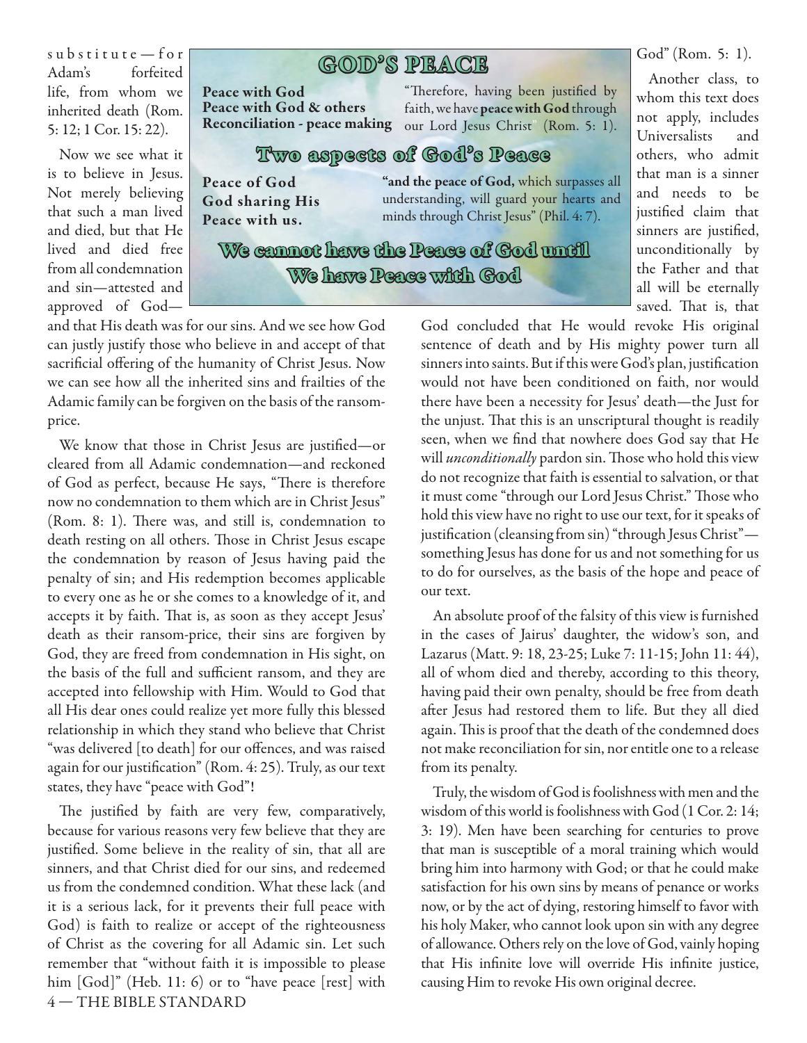substitute—for Adam's forfeited life, from whom we inherited death (Rom. 5: 12; 1 Cor. 15: 22).

Now we see what it is to believe in Jesus. Not merely believing that such a man lived and died, but that He lived and died free from all condemnation and sin—attested and approved of God—and that His death was for our sins. And we see how God can justly justify those who believe in and accept of that sacrificial offering of the humanity of Christ Jesus. Now we can see how all the inherited sins and frailties of the Adamic family can be forgiven on the basis of the ransom-price.

> ## GOD'S PEACE
>
> **Peace with God**
> **Peace with God & others**
> **Reconciliation - peace making**
>
> "Therefore, having been justified by faith, we have **peace with God** through our Lord Jesus Christ" (Rom. 5: 1).
>
> ### Two aspects of God's Peace
>
> **Peace of God**
> **God sharing His Peace with us.**
>
> **"and the peace of God,** which surpasses all understanding, will guard your hearts and minds through Christ Jesus" (Phil. 4: 7).
>
> ### We cannot have the Peace of God until We have Peace with God

We know that those in Christ Jesus are justified—or cleared from all Adamic condemnation—and reckoned of God as perfect, because He says, "There is therefore now no condemnation to them which are in Christ Jesus" (Rom. 8: 1). There was, and still is, condemnation to death resting on all others. Those in Christ Jesus escape the condemnation by reason of Jesus having paid the penalty of sin; and His redemption becomes applicable to every one as he or she comes to a knowledge of it, and accepts it by faith. That is, as soon as they accept Jesus' death as their ransom-price, their sins are forgiven by God, they are freed from condemnation in His sight, on the basis of the full and sufficient ransom, and they are accepted into fellowship with Him. Would to God that all His dear ones could realize yet more fully this blessed relationship in which they stand who believe that Christ "was delivered [to death] for our offences, and was raised again for our justification" (Rom. 4: 25). Truly, as our text states, they have "peace with God"!

The justified by faith are very few, comparatively, because for various reasons very few believe that they are justified. Some believe in the reality of sin, that all are sinners, and that Christ died for our sins, and redeemed us from the condemned condition. What these lack (and it is a serious lack, for it prevents their full peace with God) is faith to realize or accept of the righteousness of Christ as the covering for all Adamic sin. Let such remember that "without faith it is impossible to please him [God]" (Heb. 11: 6) or to "have peace [rest] with God" (Rom. 5: 1).

Another class, to whom this text does not apply, includes Universalists and others, who admit that man is a sinner and needs to be justified claim that sinners are justified, unconditionally by the Father and that all will be eternally saved. That is, that God concluded that He would revoke His original sentence of death and by His mighty power turn all sinners into saints. But if this were God's plan, justification would not have been conditioned on faith, nor would there have been a necessity for Jesus' death—the Just for the unjust. That this is an unscriptural thought is readily seen, when we find that nowhere does God say that He will *unconditionally* pardon sin. Those who hold this view do not recognize that faith is essential to salvation, or that it must come "through our Lord Jesus Christ." Those who hold this view have no right to use our text, for it speaks of justification (cleansing from sin) "through Jesus Christ"—something Jesus has done for us and not something for us to do for ourselves, as the basis of the hope and peace of our text.

An absolute proof of the falsity of this view is furnished in the cases of Jairus' daughter, the widow's son, and Lazarus (Matt. 9: 18, 23-25; Luke 7: 11-15; John 11: 44), all of whom died and thereby, according to this theory, having paid their own penalty, should be free from death after Jesus had restored them to life. But they all died again. This is proof that the death of the condemned does not make reconciliation for sin, nor entitle one to a release from its penalty.

Truly, the wisdom of God is foolishness with men and the wisdom of this world is foolishness with God (1 Cor. 2: 14; 3: 19). Men have been searching for centuries to prove that man is susceptible of a moral training which would bring him into harmony with God; or that he could make satisfaction for his own sins by means of penance or works now, or by the act of dying, restoring himself to favor with his holy Maker, who cannot look upon sin with any degree of allowance. Others rely on the love of God, vainly hoping that His infinite love will override His infinite justice, causing Him to revoke His own original decree.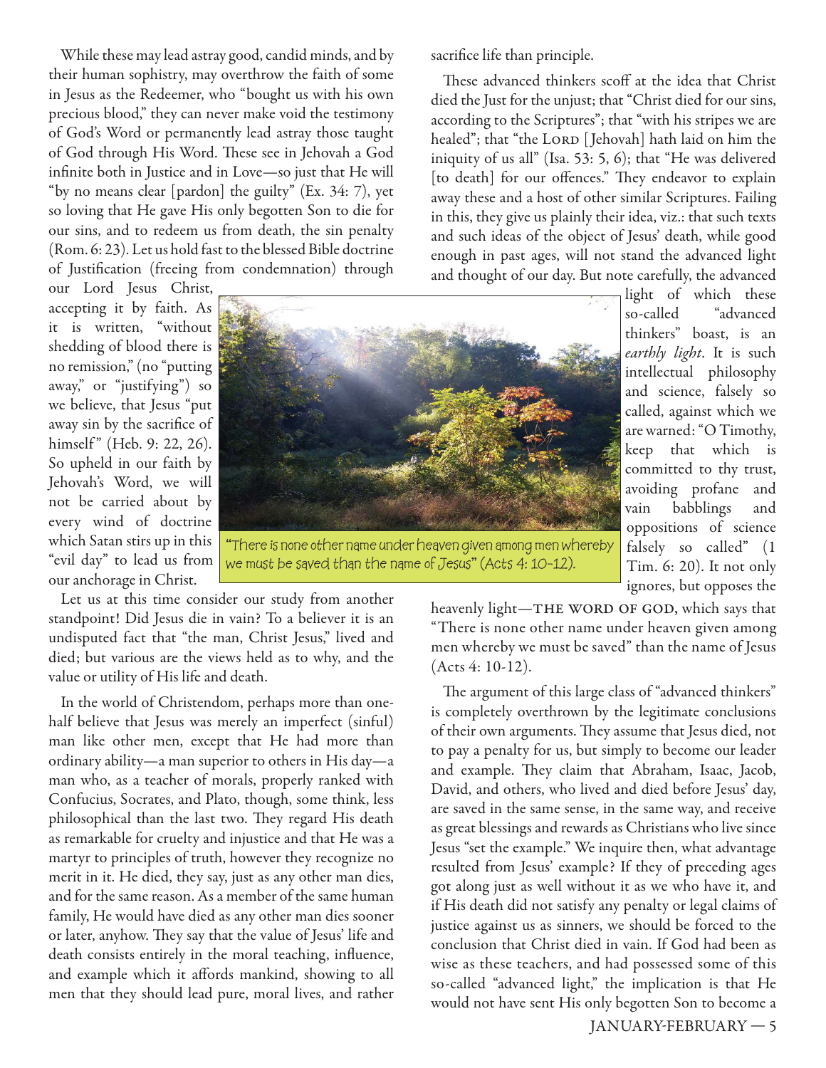While these may lead astray good, candid minds, and by their human sophistry, may overthrow the faith of some in Jesus as the Redeemer, who "bought us with his own precious blood," they can never make void the testimony of God's Word or permanently lead astray those taught of God through His Word. These see in Jehovah a God infinite both in Justice and in Love—so just that He will "by no means clear [pardon] the guilty" (Ex. 34: 7), yet so loving that He gave His only begotten Son to die for our sins, and to redeem us from death, the sin penalty (Rom. 6: 23). Let us hold fast to the blessed Bible doctrine of Justification (freeing from condemnation) through our Lord Jesus Christ, accepting it by faith. As it is written, "without shedding of blood there is no remission," (no "putting away," or "justifying") so we believe, that Jesus "put away sin by the sacrifice of himself" (Heb. 9: 22, 26). So upheld in our faith by Jehovah's Word, we will not be carried about by every wind of doctrine which Satan stirs up in this "evil day" to lead us from our anchorage in Christ.

"There is none other name under heaven given among men whereby we must be saved than the name of Jesus" (Acts 4: 10-12).

Let us at this time consider our study from another standpoint! Did Jesus die in vain? To a believer it is an undisputed fact that "the man, Christ Jesus," lived and died; but various are the views held as to why, and the value or utility of His life and death.

In the world of Christendom, perhaps more than one-half believe that Jesus was merely an imperfect (sinful) man like other men, except that He had more than ordinary ability—a man superior to others in His day—a man who, as a teacher of morals, properly ranked with Confucius, Socrates, and Plato, though, some think, less philosophical than the last two. They regard His death as remarkable for cruelty and injustice and that He was a martyr to principles of truth, however they recognize no merit in it. He died, they say, just as any other man dies, and for the same reason. As a member of the same human family, He would have died as any other man dies sooner or later, anyhow. They say that the value of Jesus' life and death consists entirely in the moral teaching, influence, and example which it affords mankind, showing to all men that they should lead pure, moral lives, and rather sacrifice life than principle.

These advanced thinkers scoff at the idea that Christ died the Just for the unjust; that "Christ died for our sins, according to the Scriptures"; that "with his stripes we are healed"; that "the LORD [Jehovah] hath laid on him the iniquity of us all" (Isa. 53: 5, 6); that "He was delivered [to death] for our offences." They endeavor to explain away these and a host of other similar Scriptures. Failing in this, they give us plainly their idea, viz.: that such texts and such ideas of the object of Jesus' death, while good enough in past ages, will not stand the advanced light and thought of our day. But note carefully, the advanced light of which these so-called "advanced thinkers" boast, is an *earthly light*. It is such intellectual philosophy and science, falsely so called, against which we are warned: "O Timothy, keep that which is committed to thy trust, avoiding profane and vain babblings and oppositions of science falsely so called" (1 Tim. 6: 20). It not only ignores, but opposes the heavenly light—THE WORD OF GOD, which says that "There is none other name under heaven given among men whereby we must be saved" than the name of Jesus (Acts 4: 10-12).

The argument of this large class of "advanced thinkers" is completely overthrown by the legitimate conclusions of their own arguments. They assume that Jesus died, not to pay a penalty for us, but simply to become our leader and example. They claim that Abraham, Isaac, Jacob, David, and others, who lived and died before Jesus' day, are saved in the same sense, in the same way, and receive as great blessings and rewards as Christians who live since Jesus "set the example." We inquire then, what advantage resulted from Jesus' example? If they of preceding ages got along just as well without it as we who have it, and if His death did not satisfy any penalty or legal claims of justice against us as sinners, we should be forced to the conclusion that Christ died in vain. If God had been as wise as these teachers, and had possessed some of this so-called "advanced light," the implication is that He would not have sent His only begotten Son to become a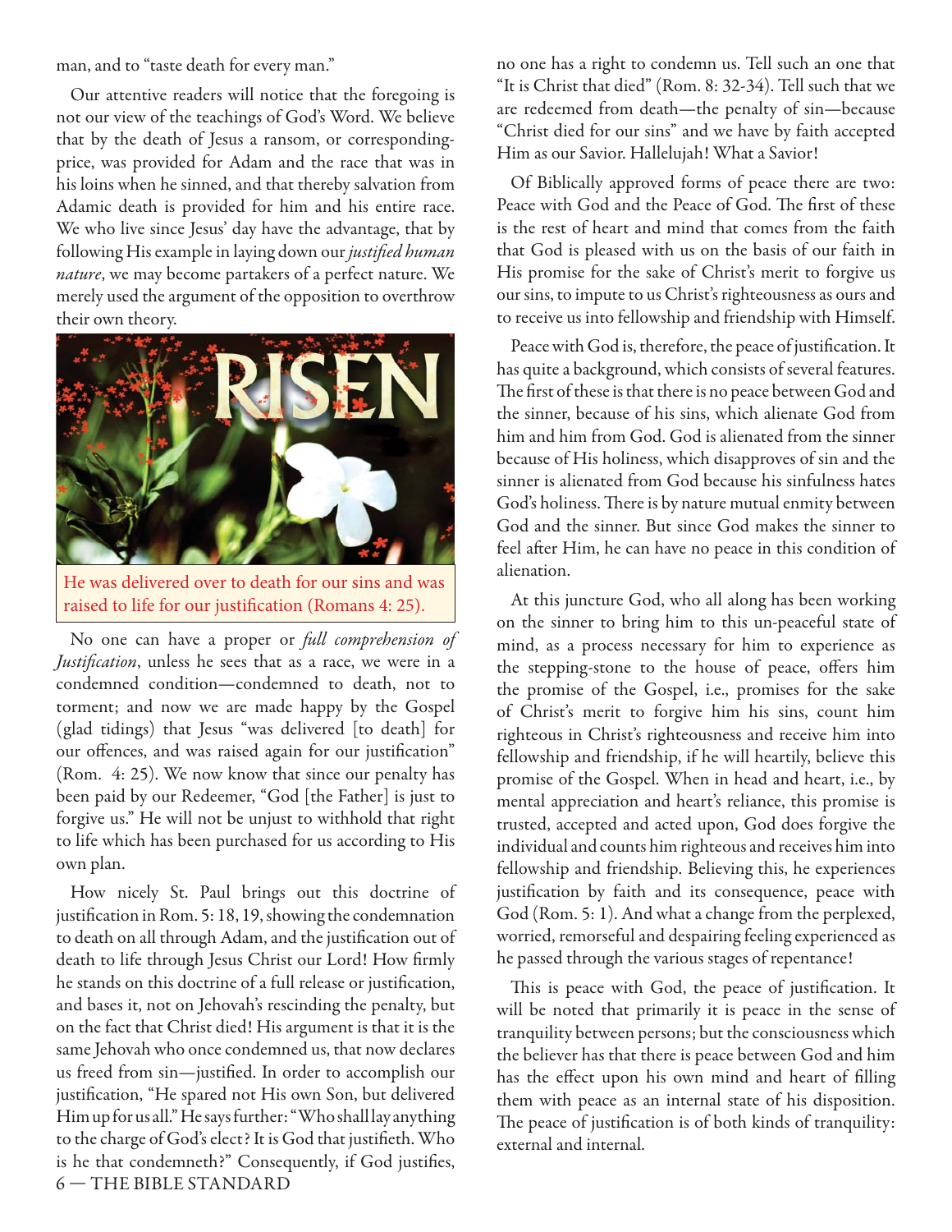man, and to "taste death for every man."

Our attentive readers will notice that the foregoing is not our view of the teachings of God's Word. We believe that by the death of Jesus a ransom, or corresponding-price, was provided for Adam and the race that was in his loins when he sinned, and that thereby salvation from Adamic death is provided for him and his entire race. We who live since Jesus' day have the advantage, that by following His example in laying down our *justified human nature*, we may become partakers of a perfect nature. We merely used the argument of the opposition to overthrow their own theory.

He was delivered over to death for our sins and was raised to life for our justification (Romans 4: 25).

No one can have a proper or *full comprehension of Justification*, unless he sees that as a race, we were in a condemned condition—condemned to death, not to torment; and now we are made happy by the Gospel (glad tidings) that Jesus "was delivered [to death] for our offences, and was raised again for our justification" (Rom. 4: 25). We now know that since our penalty has been paid by our Redeemer, "God [the Father] is just to forgive us." He will not be unjust to withhold that right to life which has been purchased for us according to His own plan.

How nicely St. Paul brings out this doctrine of justification in Rom. 5: 18, 19, showing the condemnation to death on all through Adam, and the justification out of death to life through Jesus Christ our Lord! How firmly he stands on this doctrine of a full release or justification, and bases it, not on Jehovah's rescinding the penalty, but on the fact that Christ died! His argument is that it is the same Jehovah who once condemned us, that now declares us freed from sin—justified. In order to accomplish our justification, "He spared not His own Son, but delivered Him up for us all." He says further: "Who shall lay anything to the charge of God's elect? It is God that justifieth. Who is he that condemneth?" Consequently, if God justifies, no one has a right to condemn us. Tell such an one that "It is Christ that died" (Rom. 8: 32-34). Tell such that we are redeemed from death—the penalty of sin—because "Christ died for our sins" and we have by faith accepted Him as our Savior. Hallelujah! What a Savior!

Of Biblically approved forms of peace there are two: Peace with God and the Peace of God. The first of these is the rest of heart and mind that comes from the faith that God is pleased with us on the basis of our faith in His promise for the sake of Christ's merit to forgive us our sins, to impute to us Christ's righteousness as ours and to receive us into fellowship and friendship with Himself.

Peace with God is, therefore, the peace of justification. It has quite a background, which consists of several features. The first of these is that there is no peace between God and the sinner, because of his sins, which alienate God from him and him from God. God is alienated from the sinner because of His holiness, which disapproves of sin and the sinner is alienated from God because his sinfulness hates God's holiness. There is by nature mutual enmity between God and the sinner. But since God makes the sinner to feel after Him, he can have no peace in this condition of alienation.

At this juncture God, who all along has been working on the sinner to bring him to this un-peaceful state of mind, as a process necessary for him to experience as the stepping-stone to the house of peace, offers him the promise of the Gospel, i.e., promises for the sake of Christ's merit to forgive him his sins, count him righteous in Christ's righteousness and receive him into fellowship and friendship, if he will heartily, believe this promise of the Gospel. When in head and heart, i.e., by mental appreciation and heart's reliance, this promise is trusted, accepted and acted upon, God does forgive the individual and counts him righteous and receives him into fellowship and friendship. Believing this, he experiences justification by faith and its consequence, peace with God (Rom. 5: 1). And what a change from the perplexed, worried, remorseful and despairing feeling experienced as he passed through the various stages of repentance!

This is peace with God, the peace of justification. It will be noted that primarily it is peace in the sense of tranquility between persons; but the consciousness which the believer has that there is peace between God and him has the effect upon his own mind and heart of filling them with peace as an internal state of his disposition. The peace of justification is of both kinds of tranquility: external and internal.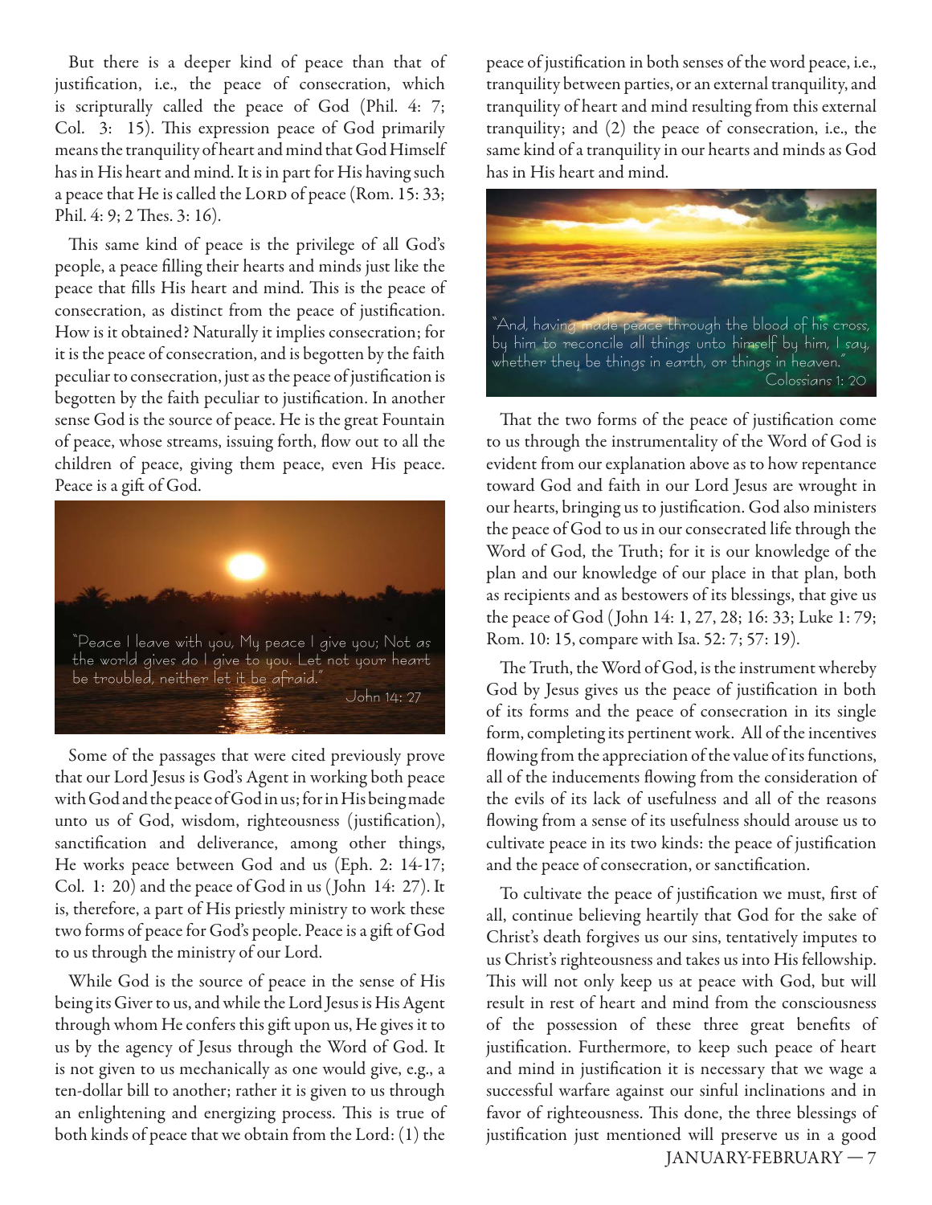But there is a deeper kind of peace than that of justification, i.e., the peace of consecration, which is scripturally called the peace of God (Phil. 4: 7; Col. 3: 15). This expression peace of God primarily means the tranquility of heart and mind that God Himself has in His heart and mind. It is in part for His having such a peace that He is called the LORD of peace (Rom. 15: 33; Phil. 4: 9; 2 Thes. 3: 16).

This same kind of peace is the privilege of all God's people, a peace filling their hearts and minds just like the peace that fills His heart and mind. This is the peace of consecration, as distinct from the peace of justification. How is it obtained? Naturally it implies consecration; for it is the peace of consecration, and is begotten by the faith peculiar to consecration, just as the peace of justification is begotten by the faith peculiar to justification. In another sense God is the source of peace. He is the great Fountain of peace, whose streams, issuing forth, flow out to all the children of peace, giving them peace, even His peace. Peace is a gift of God.

"Peace I leave with you, My peace I give you; Not as the world gives do I give to you. Let not your heart be troubled, neither let it be afraid."
John 14: 27

Some of the passages that were cited previously prove that our Lord Jesus is God's Agent in working both peace with God and the peace of God in us; for in His being made unto us of God, wisdom, righteousness (justification), sanctification and deliverance, among other things, He works peace between God and us (Eph. 2: 14-17; Col. 1: 20) and the peace of God in us (John 14: 27). It is, therefore, a part of His priestly ministry to work these two forms of peace for God's people. Peace is a gift of God to us through the ministry of our Lord.

While God is the source of peace in the sense of His being its Giver to us, and while the Lord Jesus is His Agent through whom He confers this gift upon us, He gives it to us by the agency of Jesus through the Word of God. It is not given to us mechanically as one would give, e.g., a ten-dollar bill to another; rather it is given to us through an enlightening and energizing process. This is true of both kinds of peace that we obtain from the Lord: (1) the peace of justification in both senses of the word peace, i.e., tranquility between parties, or an external tranquility, and tranquility of heart and mind resulting from this external tranquility; and (2) the peace of consecration, i.e., the same kind of a tranquility in our hearts and minds as God has in His heart and mind.

"And, having made peace through the blood of his cross, by him to reconcile all things unto himself by him, I say, whether they be things in earth, or things in heaven."
Colossians 1: 20

That the two forms of the peace of justification come to us through the instrumentality of the Word of God is evident from our explanation above as to how repentance toward God and faith in our Lord Jesus are wrought in our hearts, bringing us to justification. God also ministers the peace of God to us in our consecrated life through the Word of God, the Truth; for it is our knowledge of the plan and our knowledge of our place in that plan, both as recipients and as bestowers of its blessings, that give us the peace of God (John 14: 1, 27, 28; 16: 33; Luke 1: 79; Rom. 10: 15, compare with Isa. 52: 7; 57: 19).

The Truth, the Word of God, is the instrument whereby God by Jesus gives us the peace of justification in both of its forms and the peace of consecration in its single form, completing its pertinent work. All of the incentives flowing from the appreciation of the value of its functions, all of the inducements flowing from the consideration of the evils of its lack of usefulness and all of the reasons flowing from a sense of its usefulness should arouse us to cultivate peace in its two kinds: the peace of justification and the peace of consecration, or sanctification.

To cultivate the peace of justification we must, first of all, continue believing heartily that God for the sake of Christ's death forgives us our sins, tentatively imputes to us Christ's righteousness and takes us into His fellowship. This will not only keep us at peace with God, but will result in rest of heart and mind from the consciousness of the possession of these three great benefits of justification. Furthermore, to keep such peace of heart and mind in justification it is necessary that we wage a successful warfare against our sinful inclinations and in favor of righteousness. This done, the three blessings of justification just mentioned will preserve us in a good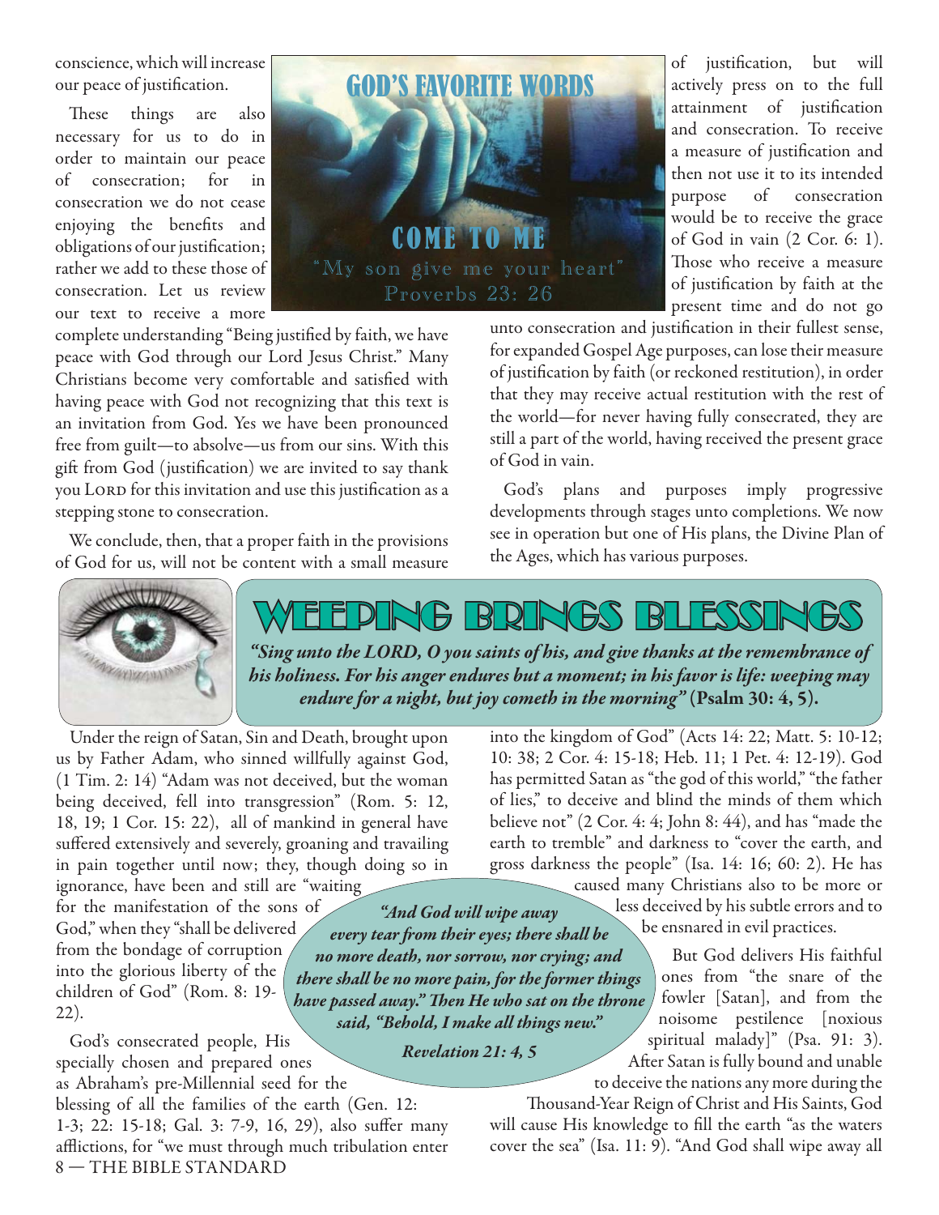conscience, which will increase our peace of justification.

These things are also necessary for us to do in order to maintain our peace of consecration; for in consecration we do not cease enjoying the benefits and obligations of our justification; rather we add to these those of consecration. Let us review our text to receive a more complete understanding "Being justified by faith, we have peace with God through our Lord Jesus Christ." Many Christians become very comfortable and satisfied with having peace with God not recognizing that this text is an invitation from God. Yes we have been pronounced free from guilt—to absolve—us from our sins. With this gift from God (justification) we are invited to say thank you LORD for this invitation and use this justification as a stepping stone to consecration.

**GOD'S FAVORITE WORDS**

**COME TO ME**

"My son give me your heart"
Proverbs 23: 26

We conclude, then, that a proper faith in the provisions of God for us, will not be content with a small measure of justification, but will actively press on to the full attainment of justification and consecration. To receive a measure of justification and then not use it to its intended purpose of consecration would be to receive the grace of God in vain (2 Cor. 6: 1). Those who receive a measure of justification by faith at the present time and do not go unto consecration and justification in their fullest sense, for expanded Gospel Age purposes, can lose their measure of justification by faith (or reckoned restitution), in order that they may receive actual restitution with the rest of the world—for never having fully consecrated, they are still a part of the world, having received the present grace of God in vain.

God's plans and purposes imply progressive developments through stages unto completions. We now see in operation but one of His plans, the Divine Plan of the Ages, which has various purposes.

# WEEPING BRINGS BLESSINGS

***"Sing unto the LORD, O you saints of his, and give thanks at the remembrance of his holiness. For his anger endures but a moment; in his favor is life: weeping may endure for a night, but joy cometh in the morning"* (Psalm 30: 4, 5).**

Under the reign of Satan, Sin and Death, brought upon us by Father Adam, who sinned willfully against God, (1 Tim. 2: 14) "Adam was not deceived, but the woman being deceived, fell into transgression" (Rom. 5: 12, 18, 19; 1 Cor. 15: 22), all of mankind in general have suffered extensively and severely, groaning and travailing in pain together until now; they, though doing so in ignorance, have been and still are "waiting for the manifestation of the sons of God," when they "shall be delivered from the bondage of corruption into the glorious liberty of the children of God" (Rom. 8: 19-22).

God's consecrated people, His specially chosen and prepared ones as Abraham's pre-Millennial seed for the blessing of all the families of the earth (Gen. 12: 1-3; 22: 15-18; Gal. 3: 7-9, 16, 29), also suffer many afflictions, for "we must through much tribulation enter into the kingdom of God" (Acts 14: 22; Matt. 5: 10-12; 10: 38; 2 Cor. 4: 15-18; Heb. 11; 1 Pet. 4: 12-19). God has permitted Satan as "the god of this world," "the father of lies," to deceive and blind the minds of them which believe not" (2 Cor. 4: 4; John 8: 44), and has "made the earth to tremble" and darkness to "cover the earth, and gross darkness the people" (Isa. 14: 16; 60: 2). He has caused many Christians also to be more or less deceived by his subtle errors and to be ensnared in evil practices.

*"And God will wipe away every tear from their eyes; there shall be no more death, nor sorrow, nor crying; and there shall be no more pain, for the former things have passed away." Then He who sat on the throne said, "Behold, I make all things new."*

*Revelation 21: 4, 5*

But God delivers His faithful ones from "the snare of the fowler [Satan], and from the noisome pestilence [noxious spiritual malady]" (Psa. 91: 3). After Satan is fully bound and unable to deceive the nations any more during the Thousand-Year Reign of Christ and His Saints, God will cause His knowledge to fill the earth "as the waters cover the sea" (Isa. 11: 9). "And God shall wipe away all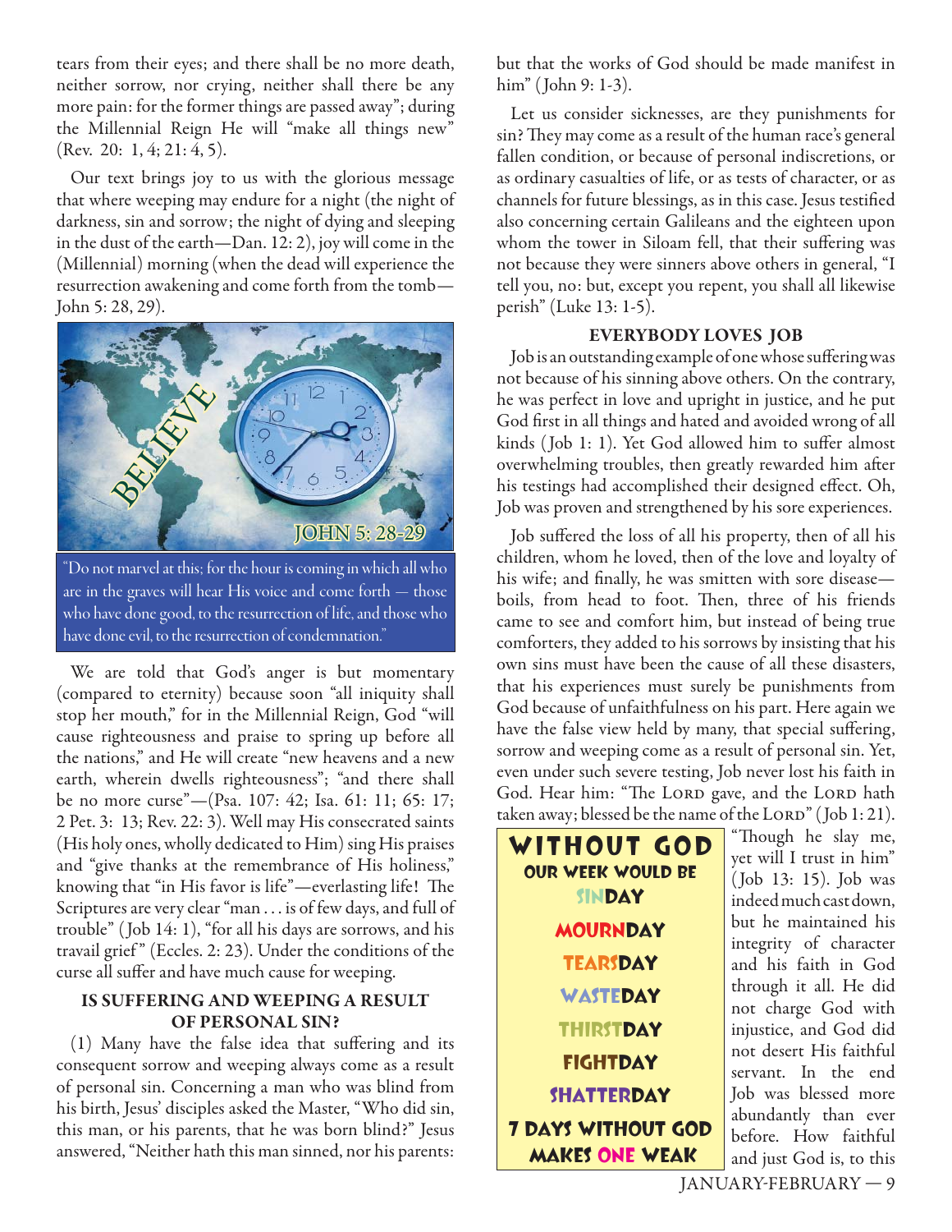tears from their eyes; and there shall be no more death, neither sorrow, nor crying, neither shall there be any more pain: for the former things are passed away"; during the Millennial Reign He will "make all things new" (Rev. 20: 1, 4; 21: 4, 5).

Our text brings joy to us with the glorious message that where weeping may endure for a night (the night of darkness, sin and sorrow; the night of dying and sleeping in the dust of the earth—Dan. 12: 2), joy will come in the (Millennial) morning (when the dead will experience the resurrection awakening and come forth from the tomb—John 5: 28, 29).

BELIEVE

JOHN 5: 28-29

"Do not marvel at this; for the hour is coming in which all who are in the graves will hear His voice and come forth — those who have done good, to the resurrection of life, and those who have done evil, to the resurrection of condemnation."

We are told that God's anger is but momentary (compared to eternity) because soon "all iniquity shall stop her mouth," for in the Millennial Reign, God "will cause righteousness and praise to spring up before all the nations," and He will create "new heavens and a new earth, wherein dwells righteousness"; "and there shall be no more curse"—(Psa. 107: 42; Isa. 61: 11; 65: 17; 2 Pet. 3: 13; Rev. 22: 3). Well may His consecrated saints (His holy ones, wholly dedicated to Him) sing His praises and "give thanks at the remembrance of His holiness," knowing that "in His favor is life"—everlasting life! The Scriptures are very clear "man . . . is of few days, and full of trouble" (Job 14: 1), "for all his days are sorrows, and his travail grief" (Eccles. 2: 23). Under the conditions of the curse all suffer and have much cause for weeping.

## IS SUFFERING AND WEEPING A RESULT OF PERSONAL SIN?

(1) Many have the false idea that suffering and its consequent sorrow and weeping always come as a result of personal sin. Concerning a man who was blind from his birth, Jesus' disciples asked the Master, "Who did sin, this man, or his parents, that he was born blind?" Jesus answered, "Neither hath this man sinned, nor his parents: but that the works of God should be made manifest in him" (John 9: 1-3).

Let us consider sicknesses, are they punishments for sin? They may come as a result of the human race's general fallen condition, or because of personal indiscretions, or as ordinary casualties of life, or as tests of character, or as channels for future blessings, as in this case. Jesus testified also concerning certain Galileans and the eighteen upon whom the tower in Siloam fell, that their suffering was not because they were sinners above others in general, "I tell you, no: but, except you repent, you shall all likewise perish" (Luke 13: 1-5).

## EVERYBODY LOVES JOB

Job is an outstanding example of one whose suffering was not because of his sinning above others. On the contrary, he was perfect in love and upright in justice, and he put God first in all things and hated and avoided wrong of all kinds (Job 1: 1). Yet God allowed him to suffer almost overwhelming troubles, then greatly rewarded him after his testings had accomplished their designed effect. Oh, Job was proven and strengthened by his sore experiences.

Job suffered the loss of all his property, then of all his children, whom he loved, then of the love and loyalty of his wife; and finally, he was smitten with sore disease—boils, from head to foot. Then, three of his friends came to see and comfort him, but instead of being true comforters, they added to his sorrows by insisting that his own sins must have been the cause of all these disasters, that his experiences must surely be punishments from God because of unfaithfulness on his part. Here again we have the false view held by many, that special suffering, sorrow and weeping come as a result of personal sin. Yet, even under such severe testing, Job never lost his faith in God. Hear him: "The LORD gave, and the LORD hath taken away; blessed be the name of the LORD" (Job 1: 21).

**WITHOUT GOD**
**OUR WEEK WOULD BE**
**SINDAY**
**MOURNDAY**
**TEARSDAY**
**WASTEDAY**
**THIRSTDAY**
**FIGHTDAY**
**SHATTERDAY**
**7 DAYS WITHOUT GOD MAKES ONE WEAK**

"Though he slay me, yet will I trust in him" (Job 13: 15). Job was indeed much cast down, but he maintained his integrity of character and his faith in God through it all. He did not charge God with injustice, and God did not desert His faithful servant. In the end Job was blessed more abundantly than ever before. How faithful and just God is, to this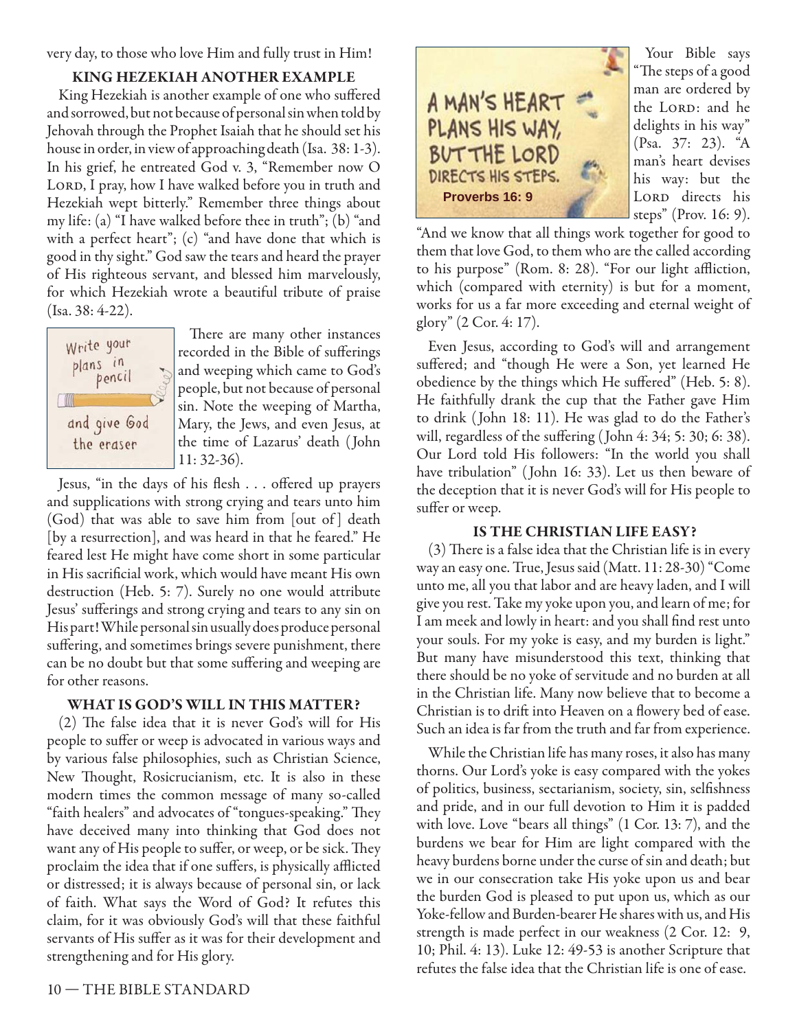very day, to those who love Him and fully trust in Him!

### KING HEZEKIAH ANOTHER EXAMPLE

King Hezekiah is another example of one who suffered and sorrowed, but not because of personal sin when told by Jehovah through the Prophet Isaiah that he should set his house in order, in view of approaching death (Isa. 38: 1-3). In his grief, he entreated God v. 3, "Remember now O LORD, I pray, how I have walked before you in truth and Hezekiah wept bitterly." Remember three things about my life: (a) "I have walked before thee in truth"; (b) "and with a perfect heart"; (c) "and have done that which is good in thy sight." God saw the tears and heard the prayer of His righteous servant, and blessed him marvelously, for which Hezekiah wrote a beautiful tribute of praise (Isa. 38: 4-22).

Write your plans in pencil and give God the eraser

There are many other instances recorded in the Bible of sufferings and weeping which came to God's people, but not because of personal sin. Note the weeping of Martha, Mary, the Jews, and even Jesus, at the time of Lazarus' death (John 11: 32-36).

Jesus, "in the days of his flesh . . . offered up prayers and supplications with strong crying and tears unto him (God) that was able to save him from [out of] death [by a resurrection], and was heard in that he feared." He feared lest He might have come short in some particular in His sacrificial work, which would have meant His own destruction (Heb. 5: 7). Surely no one would attribute Jesus' sufferings and strong crying and tears to any sin on His part! While personal sin usually does produce personal suffering, and sometimes brings severe punishment, there can be no doubt but that some suffering and weeping are for other reasons.

### WHAT IS GOD'S WILL IN THIS MATTER?

(2) The false idea that it is never God's will for His people to suffer or weep is advocated in various ways and by various false philosophies, such as Christian Science, New Thought, Rosicrucianism, etc. It is also in these modern times the common message of many so-called "faith healers" and advocates of "tongues-speaking." They have deceived many into thinking that God does not want any of His people to suffer, or weep, or be sick. They proclaim the idea that if one suffers, is physically afflicted or distressed; it is always because of personal sin, or lack of faith. What says the Word of God? It refutes this claim, for it was obviously God's will that these faithful servants of His suffer as it was for their development and strengthening and for His glory.

A MAN'S HEART PLANS HIS WAY, BUT THE LORD DIRECTS HIS STEPS. Proverbs 16: 9

Your Bible says "The steps of a good man are ordered by the LORD: and he delights in his way" (Psa. 37: 23). "A man's heart devises his way: but the LORD directs his steps" (Prov. 16: 9). "And we know that all things work together for good to them that love God, to them who are the called according to his purpose" (Rom. 8: 28). "For our light affliction, which (compared with eternity) is but for a moment, works for us a far more exceeding and eternal weight of glory" (2 Cor. 4: 17).

Even Jesus, according to God's will and arrangement suffered; and "though He were a Son, yet learned He obedience by the things which He suffered" (Heb. 5: 8). He faithfully drank the cup that the Father gave Him to drink (John 18: 11). He was glad to do the Father's will, regardless of the suffering (John 4: 34; 5: 30; 6: 38). Our Lord told His followers: "In the world you shall have tribulation" (John 16: 33). Let us then beware of the deception that it is never God's will for His people to suffer or weep.

### IS THE CHRISTIAN LIFE EASY?

(3) There is a false idea that the Christian life is in every way an easy one. True, Jesus said (Matt. 11: 28-30) "Come unto me, all you that labor and are heavy laden, and I will give you rest. Take my yoke upon you, and learn of me; for I am meek and lowly in heart: and you shall find rest unto your souls. For my yoke is easy, and my burden is light." But many have misunderstood this text, thinking that there should be no yoke of servitude and no burden at all in the Christian life. Many now believe that to become a Christian is to drift into Heaven on a flowery bed of ease. Such an idea is far from the truth and far from experience.

While the Christian life has many roses, it also has many thorns. Our Lord's yoke is easy compared with the yokes of politics, business, sectarianism, society, sin, selfishness and pride, and in our full devotion to Him it is padded with love. Love "bears all things" (1 Cor. 13: 7), and the burdens we bear for Him are light compared with the heavy burdens borne under the curse of sin and death; but we in our consecration take His yoke upon us and bear the burden God is pleased to put upon us, which as our Yoke-fellow and Burden-bearer He shares with us, and His strength is made perfect in our weakness (2 Cor. 12: 9, 10; Phil. 4: 13). Luke 12: 49-53 is another Scripture that refutes the false idea that the Christian life is one of ease.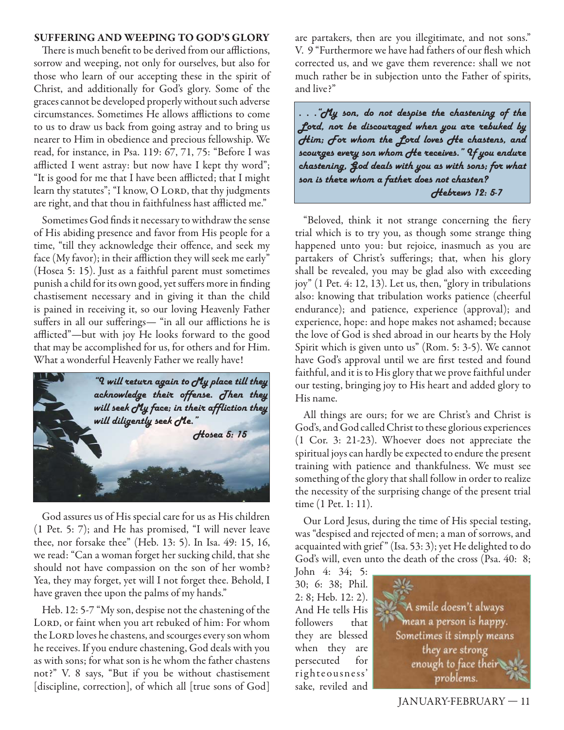## SUFFERING AND WEEPING TO GOD'S GLORY

There is much benefit to be derived from our afflictions, sorrow and weeping, not only for ourselves, but also for those who learn of our accepting these in the spirit of Christ, and additionally for God's glory. Some of the graces cannot be developed properly without such adverse circumstances. Sometimes He allows afflictions to come to us to draw us back from going astray and to bring us nearer to Him in obedience and precious fellowship. We read, for instance, in Psa. 119: 67, 71, 75: "Before I was afflicted I went astray: but now have I kept thy word"; "It is good for me that I have been afflicted; that I might learn thy statutes"; "I know, O LORD, that thy judgments are right, and that thou in faithfulness hast afflicted me."

Sometimes God finds it necessary to withdraw the sense of His abiding presence and favor from His people for a time, "till they acknowledge their offence, and seek my face (My favor); in their affliction they will seek me early" (Hosea 5: 15). Just as a faithful parent must sometimes punish a child for its own good, yet suffers more in finding chastisement necessary and in giving it than the child is pained in receiving it, so our loving Heavenly Father suffers in all our sufferings— "in all our afflictions he is afflicted"—but with joy He looks forward to the good that may be accomplished for us, for others and for Him. What a wonderful Heavenly Father we really have!

*"I will return again to My place till they acknowledge their offense. Then they will seek My face; in their affliction they will diligently seek Me."*
*Hosea 5: 15*

God assures us of His special care for us as His children (1 Pet. 5: 7); and He has promised, "I will never leave thee, nor forsake thee" (Heb. 13: 5). In Isa. 49: 15, 16, we read: "Can a woman forget her sucking child, that she should not have compassion on the son of her womb? Yea, they may forget, yet will I not forget thee. Behold, I have graven thee upon the palms of my hands."

Heb. 12: 5-7 "My son, despise not the chastening of the LORD, or faint when you art rebuked of him: For whom the LORD loves he chastens, and scourges every son whom he receives. If you endure chastening, God deals with you as with sons; for what son is he whom the father chastens not?" V. 8 says, "But if you be without chastisement [discipline, correction], of which all [true sons of God] are partakers, then are you illegitimate, and not sons." V. 9 "Furthermore we have had fathers of our flesh which corrected us, and we gave them reverence: shall we not much rather be in subjection unto the Father of spirits, and live?"

*. . ."My son, do not despise the chastening of the Lord, nor be discouraged when you are rebuked by Him; For whom the Lord loves He chastens, and scourges every son whom He receives." If you endure chastening, God deals with you as with sons; for what son is there whom a father does not chasten?*
*Hebrews 12: 5-7*

"Beloved, think it not strange concerning the fiery trial which is to try you, as though some strange thing happened unto you: but rejoice, inasmuch as you are partakers of Christ's sufferings; that, when his glory shall be revealed, you may be glad also with exceeding joy" (1 Pet. 4: 12, 13). Let us, then, "glory in tribulations also: knowing that tribulation works patience (cheerful endurance); and patience, experience (approval); and experience, hope: and hope makes not ashamed; because the love of God is shed abroad in our hearts by the Holy Spirit which is given unto us" (Rom. 5: 3-5). We cannot have God's approval until we are first tested and found faithful, and it is to His glory that we prove faithful under our testing, bringing joy to His heart and added glory to His name.

All things are ours; for we are Christ's and Christ is God's, and God called Christ to these glorious experiences (1 Cor. 3: 21-23). Whoever does not appreciate the spiritual joys can hardly be expected to endure the present training with patience and thankfulness. We must see something of the glory that shall follow in order to realize the necessity of the surprising change of the present trial time (1 Pet. 1: 11).

Our Lord Jesus, during the time of His special testing, was "despised and rejected of men; a man of sorrows, and acquainted with grief" (Isa. 53: 3); yet He delighted to do God's will, even unto the death of the cross (Psa. 40: 8; John 4: 34; 5: 30; 6: 38; Phil. 2: 8; Heb. 12: 2). And He tells His followers that they are blessed when they are persecuted for righteousness' sake, reviled and

A smile doesn't always mean a person is happy. Sometimes it simply means they are strong enough to face their problems.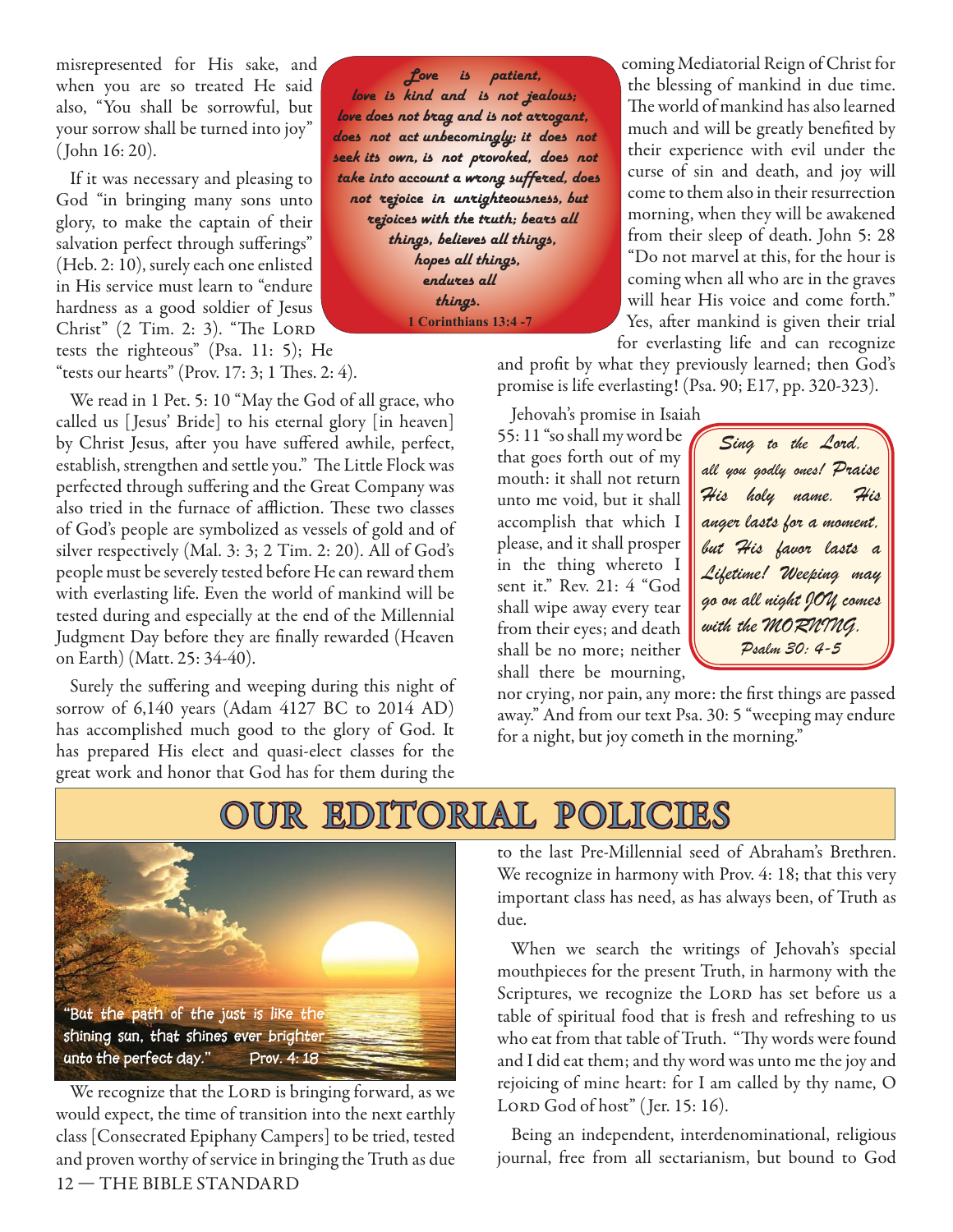misrepresented for His sake, and when you are so treated He said also, "You shall be sorrowful, but your sorrow shall be turned into joy" (John 16: 20).

If it was necessary and pleasing to God "in bringing many sons unto glory, to make the captain of their salvation perfect through sufferings" (Heb. 2: 10), surely each one enlisted in His service must learn to "endure hardness as a good soldier of Jesus Christ" (2 Tim. 2: 3). "The LORD tests the righteous" (Psa. 11: 5); He "tests our hearts" (Prov. 17: 3; 1 Thes. 2: 4).

*Love is patient, love is kind and is not jealous; love does not brag and is not arrogant, does not act unbecomingly; it does not seek its own, is not provoked, does not take into account a wrong suffered, does not rejoice in unrighteousness, but rejoices with the truth; bears all things, believes all things, hopes all things, endures all things.*
**1 Corinthians 13:4 -7**

We read in 1 Pet. 5: 10 "May the God of all grace, who called us [Jesus' Bride] to his eternal glory [in heaven] by Christ Jesus, after you have suffered awhile, perfect, establish, strengthen and settle you." The Little Flock was perfected through suffering and the Great Company was also tried in the furnace of affliction. These two classes of God's people are symbolized as vessels of gold and of silver respectively (Mal. 3: 3; 2 Tim. 2: 20). All of God's people must be severely tested before He can reward them with everlasting life. Even the world of mankind will be tested during and especially at the end of the Millennial Judgment Day before they are finally rewarded (Heaven on Earth) (Matt. 25: 34-40).

Surely the suffering and weeping during this night of sorrow of 6,140 years (Adam 4127 BC to 2014 AD) has accomplished much good to the glory of God. It has prepared His elect and quasi-elect classes for the great work and honor that God has for them during the coming Mediatorial Reign of Christ for the blessing of mankind in due time. The world of mankind has also learned much and will be greatly benefited by their experience with evil under the curse of sin and death, and joy will come to them also in their resurrection morning, when they will be awakened from their sleep of death. John 5: 28 "Do not marvel at this, for the hour is coming when all who are in the graves will hear His voice and come forth." Yes, after mankind is given their trial for everlasting life and can recognize and profit by what they previously learned; then God's promise is life everlasting! (Psa. 90; E17, pp. 320-323).

Jehovah's promise in Isaiah 55: 11 "so shall my word be that goes forth out of my mouth: it shall not return unto me void, but it shall accomplish that which I please, and it shall prosper in the thing whereto I sent it." Rev. 21: 4 "God shall wipe away every tear from their eyes; and death shall be no more; neither shall there be mourning, nor crying, nor pain, any more: the first things are passed away." And from our text Psa. 30: 5 "weeping may endure for a night, but joy cometh in the morning."

*Sing to the Lord, all you godly ones! Praise His holy name. His anger lasts for a moment, but His favor lasts a Lifetime! Weeping may go on all night JOY comes with the MORNING.*
*Psalm 30: 4-5*

# OUR EDITORIAL POLICIES

"But the path of the just is like the shining sun, that shines ever brighter unto the perfect day." Prov. 4: 18

We recognize that the LORD is bringing forward, as we would expect, the time of transition into the next earthly class [Consecrated Epiphany Campers] to be tried, tested and proven worthy of service in bringing the Truth as due to the last Pre-Millennial seed of Abraham's Brethren. We recognize in harmony with Prov. 4: 18; that this very important class has need, as has always been, of Truth as due.

When we search the writings of Jehovah's special mouthpieces for the present Truth, in harmony with the Scriptures, we recognize the LORD has set before us a table of spiritual food that is fresh and refreshing to us who eat from that table of Truth. "Thy words were found and I did eat them; and thy word was unto me the joy and rejoicing of mine heart: for I am called by thy name, O LORD God of host" (Jer. 15: 16).

Being an independent, interdenominational, religious journal, free from all sectarianism, but bound to God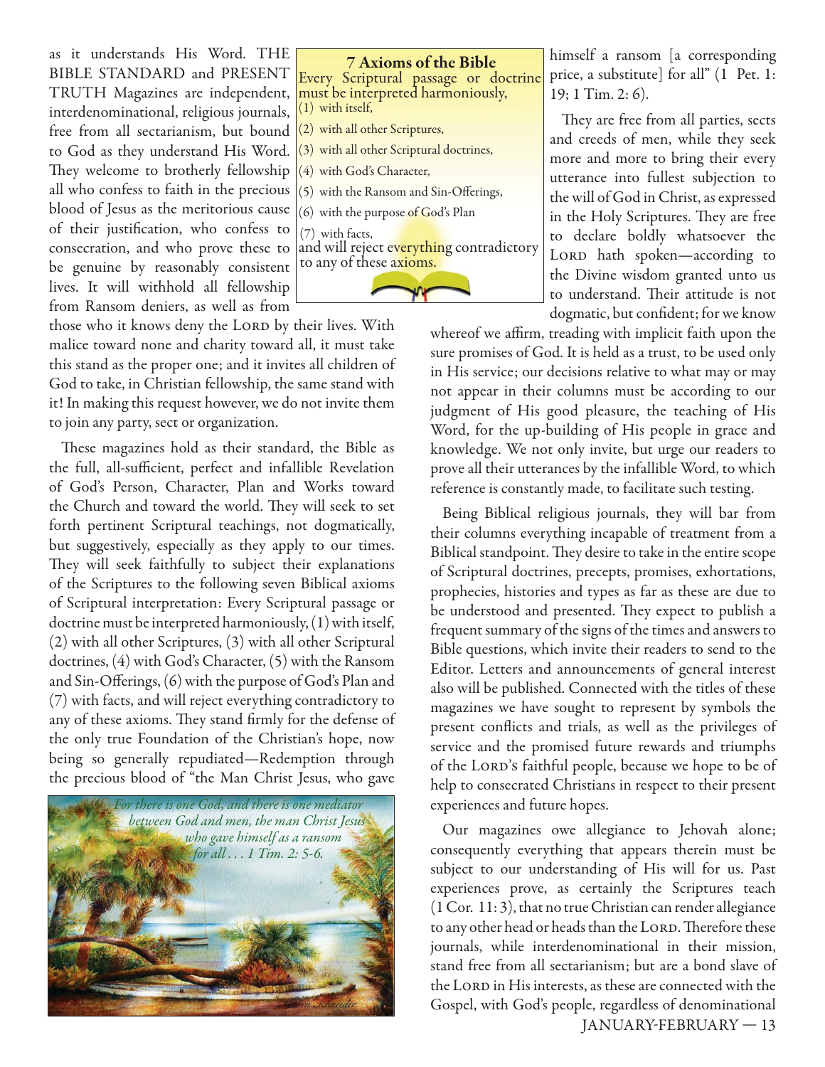as it understands His Word. THE BIBLE STANDARD and PRESENT TRUTH Magazines are independent, interdenominational, religious journals, free from all sectarianism, but bound to God as they understand His Word. They welcome to brotherly fellowship all who confess to faith in the precious blood of Jesus as the meritorious cause of their justification, who confess to consecration, and who prove these to be genuine by reasonably consistent lives. It will withhold all fellowship from Ransom deniers, as well as from those who it knows deny the LORD by their lives. With malice toward none and charity toward all, it must take this stand as the proper one; and it invites all children of God to take, in Christian fellowship, the same stand with it! In making this request however, we do not invite them to join any party, sect or organization.

**7 Axioms of the Bible**

Every Scriptural passage or doctrine must be interpreted harmoniously,
(1) with itself,
(2) with all other Scriptures,
(3) with all other Scriptural doctrines,
(4) with God's Character,
(5) with the Ransom and Sin-Offerings,
(6) with the purpose of God's Plan
(7) with facts,
and will reject everything contradictory to any of these axioms.

These magazines hold as their standard, the Bible as the full, all-sufficient, perfect and infallible Revelation of God's Person, Character, Plan and Works toward the Church and toward the world. They will seek to set forth pertinent Scriptural teachings, not dogmatically, but suggestively, especially as they apply to our times. They will seek faithfully to subject their explanations of the Scriptures to the following seven Biblical axioms of Scriptural interpretation: Every Scriptural passage or doctrine must be interpreted harmoniously, (1) with itself, (2) with all other Scriptures, (3) with all other Scriptural doctrines, (4) with God's Character, (5) with the Ransom and Sin-Offerings, (6) with the purpose of God's Plan and (7) with facts, and will reject everything contradictory to any of these axioms. They stand firmly for the defense of the only true Foundation of the Christian's hope, now being so generally repudiated—Redemption through the precious blood of "the Man Christ Jesus, who gave himself a ransom [a corresponding price, a substitute] for all" (1 Pet. 1: 19; 1 Tim. 2: 6).

*For there is one God, and there is one mediator between God and men, the man Christ Jesus who gave himself as a ransom for all . . . 1 Tim. 2: 5-6.*

They are free from all parties, sects and creeds of men, while they seek more and more to bring their every utterance into fullest subjection to the will of God in Christ, as expressed in the Holy Scriptures. They are free to declare boldly whatsoever the LORD hath spoken—according to the Divine wisdom granted unto us to understand. Their attitude is not dogmatic, but confident; for we know whereof we affirm, treading with implicit faith upon the sure promises of God. It is held as a trust, to be used only in His service; our decisions relative to what may or may not appear in their columns must be according to our judgment of His good pleasure, the teaching of His Word, for the up-building of His people in grace and knowledge. We not only invite, but urge our readers to prove all their utterances by the infallible Word, to which reference is constantly made, to facilitate such testing.

Being Biblical religious journals, they will bar from their columns everything incapable of treatment from a Biblical standpoint. They desire to take in the entire scope of Scriptural doctrines, precepts, promises, exhortations, prophecies, histories and types as far as these are due to be understood and presented. They expect to publish a frequent summary of the signs of the times and answers to Bible questions, which invite their readers to send to the Editor. Letters and announcements of general interest also will be published. Connected with the titles of these magazines we have sought to represent by symbols the present conflicts and trials, as well as the privileges of service and the promised future rewards and triumphs of the LORD'S faithful people, because we hope to be of help to consecrated Christians in respect to their present experiences and future hopes.

Our magazines owe allegiance to Jehovah alone; consequently everything that appears therein must be subject to our understanding of His will for us. Past experiences prove, as certainly the Scriptures teach (1 Cor. 11: 3), that no true Christian can render allegiance to any other head or heads than the LORD. Therefore these journals, while interdenominational in their mission, stand free from all sectarianism; but are a bond slave of the LORD in His interests, as these are connected with the Gospel, with God's people, regardless of denominational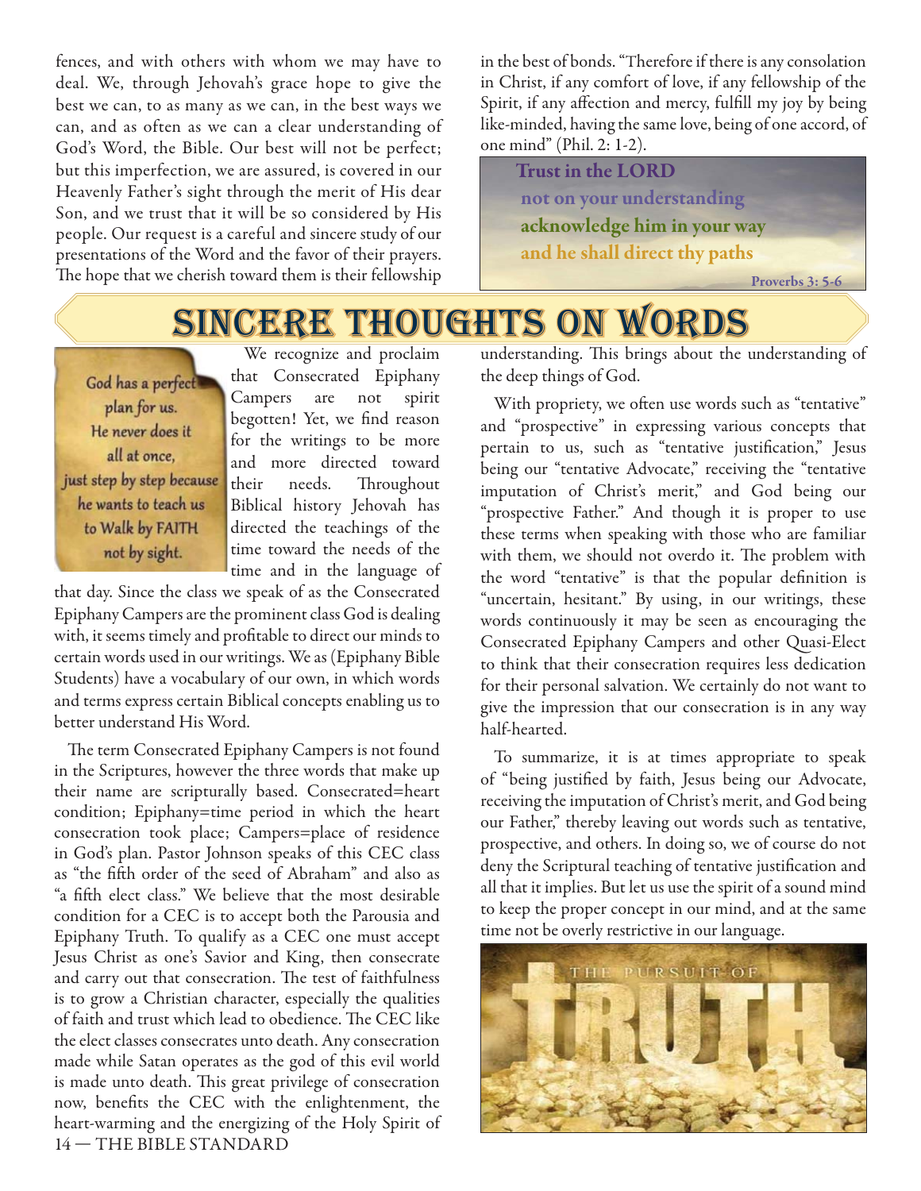fences, and with others with whom we may have to deal. We, through Jehovah's grace hope to give the best we can, to as many as we can, in the best ways we can, and as often as we can a clear understanding of God's Word, the Bible. Our best will not be perfect; but this imperfection, we are assured, is covered in our Heavenly Father's sight through the merit of His dear Son, and we trust that it will be so considered by His people. Our request is a careful and sincere study of our presentations of the Word and the favor of their prayers. The hope that we cherish toward them is their fellowship in the best of bonds. "Therefore if there is any consolation in Christ, if any comfort of love, if any fellowship of the Spirit, if any affection and mercy, fulfill my joy by being like-minded, having the same love, being of one accord, of one mind" (Phil. 2: 1-2).

**Trust in the LORD**
**not on your understanding**
**acknowledge him in your way**
**and he shall direct thy paths**
**Proverbs 3: 5-6**

# SINCERE THOUGHTS ON WORDS

God has a perfect plan for us. He never does it all at once, just step by step because he wants to teach us to Walk by FAITH not by sight.

We recognize and proclaim that Consecrated Epiphany Campers are not spirit begotten! Yet, we find reason for the writings to be more and more directed toward their needs. Throughout Biblical history Jehovah has directed the teachings of the time toward the needs of the time and in the language of that day. Since the class we speak of as the Consecrated Epiphany Campers are the prominent class God is dealing with, it seems timely and profitable to direct our minds to certain words used in our writings. We as (Epiphany Bible Students) have a vocabulary of our own, in which words and terms express certain Biblical concepts enabling us to better understand His Word.

The term Consecrated Epiphany Campers is not found in the Scriptures, however the three words that make up their name are scripturally based. Consecrated=heart condition; Epiphany=time period in which the heart consecration took place; Campers=place of residence in God's plan. Pastor Johnson speaks of this CEC class as "the fifth order of the seed of Abraham" and also as "a fifth elect class." We believe that the most desirable condition for a CEC is to accept both the Parousia and Epiphany Truth. To qualify as a CEC one must accept Jesus Christ as one's Savior and King, then consecrate and carry out that consecration. The test of faithfulness is to grow a Christian character, especially the qualities of faith and trust which lead to obedience. The CEC like the elect classes consecrates unto death. Any consecration made while Satan operates as the god of this evil world is made unto death. This great privilege of consecration now, benefits the CEC with the enlightenment, the heart-warming and the energizing of the Holy Spirit of understanding. This brings about the understanding of the deep things of God.

With propriety, we often use words such as "tentative" and "prospective" in expressing various concepts that pertain to us, such as "tentative justification," Jesus being our "tentative Advocate," receiving the "tentative imputation of Christ's merit," and God being our "prospective Father." And though it is proper to use these terms when speaking with those who are familiar with them, we should not overdo it. The problem with the word "tentative" is that the popular definition is "uncertain, hesitant." By using, in our writings, these words continuously it may be seen as encouraging the Consecrated Epiphany Campers and other Quasi-Elect to think that their consecration requires less dedication for their personal salvation. We certainly do not want to give the impression that our consecration is in any way half-hearted.

To summarize, it is at times appropriate to speak of "being justified by faith, Jesus being our Advocate, receiving the imputation of Christ's merit, and God being our Father," thereby leaving out words such as tentative, prospective, and others. In doing so, we of course do not deny the Scriptural teaching of tentative justification and all that it implies. But let us use the spirit of a sound mind to keep the proper concept in our mind, and at the same time not be overly restrictive in our language.

THE PURSUIT OF TRUTH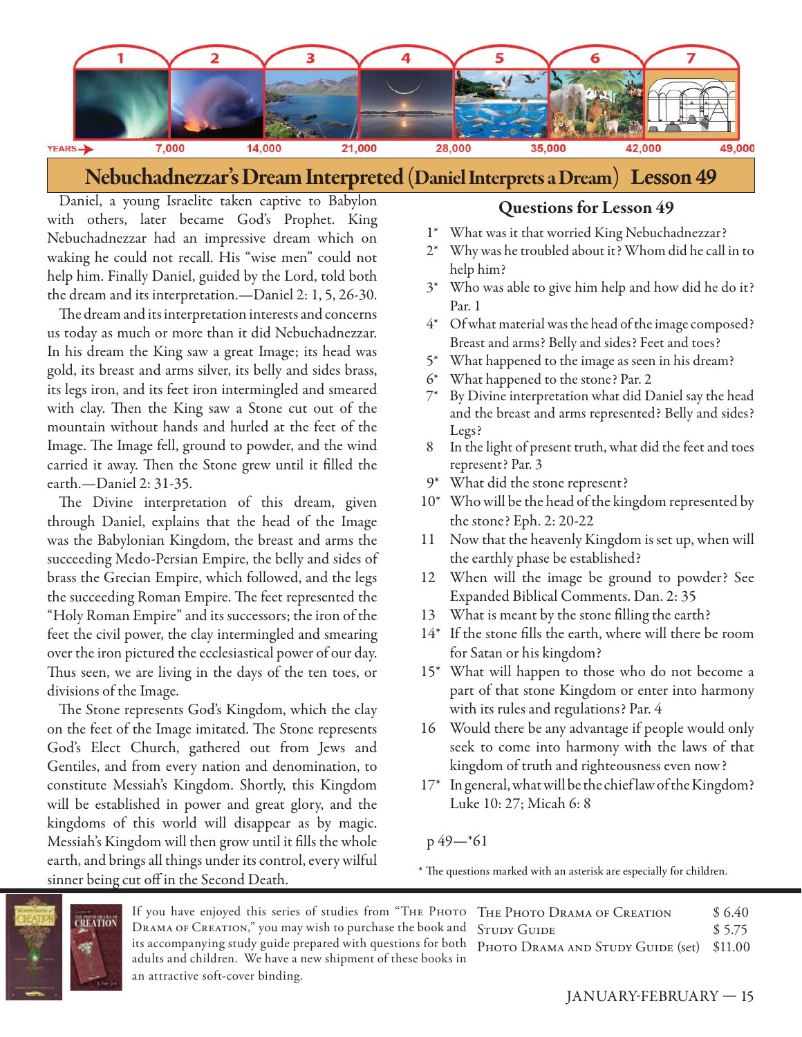YEARS → 7,000 | 14,000 | 21,000 | 28,000 | 35,000 | 42,000 | 49,000

## Nebuchadnezzar's Dream Interpreted (Daniel Interprets a Dream) Lesson 49

Daniel, a young Israelite taken captive to Babylon with others, later became God's Prophet. King Nebuchadnezzar had an impressive dream which on waking he could not recall. His "wise men" could not help him. Finally Daniel, guided by the Lord, told both the dream and its interpretation.—Daniel 2: 1, 5, 26-30.

The dream and its interpretation interests and concerns us today as much or more than it did Nebuchadnezzar. In his dream the King saw a great Image; its head was gold, its breast and arms silver, its belly and sides brass, its legs iron, and its feet iron intermingled and smeared with clay. Then the King saw a Stone cut out of the mountain without hands and hurled at the feet of the Image. The Image fell, ground to powder, and the wind carried it away. Then the Stone grew until it filled the earth.—Daniel 2: 31-35.

The Divine interpretation of this dream, given through Daniel, explains that the head of the Image was the Babylonian Kingdom, the breast and arms the succeeding Medo-Persian Empire, the belly and sides of brass the Grecian Empire, which followed, and the legs the succeeding Roman Empire. The feet represented the "Holy Roman Empire" and its successors; the iron of the feet the civil power, the clay intermingled and smearing over the iron pictured the ecclesiastical power of our day. Thus seen, we are living in the days of the ten toes, or divisions of the Image.

The Stone represents God's Kingdom, which the clay on the feet of the Image imitated. The Stone represents God's Elect Church, gathered out from Jews and Gentiles, and from every nation and denomination, to constitute Messiah's Kingdom. Shortly, this Kingdom will be established in power and great glory, and the kingdoms of this world will disappear as by magic. Messiah's Kingdom will then grow until it fills the whole earth, and brings all things under its control, every wilful sinner being cut off in the Second Death.

### Questions for Lesson 49

1* What was it that worried King Nebuchadnezzar?
2* Why was he troubled about it? Whom did he call in to help him?
3* Who was able to give him help and how did he do it? Par. 1
4* Of what material was the head of the image composed? Breast and arms? Belly and sides? Feet and toes?
5* What happened to the image as seen in his dream?
6* What happened to the stone? Par. 2
7* By Divine interpretation what did Daniel say the head and the breast and arms represented? Belly and sides? Legs?
8 In the light of present truth, what did the feet and toes represent? Par. 3
9* What did the stone represent?
10* Who will be the head of the kingdom represented by the stone? Eph. 2: 20-22
11 Now that the heavenly Kingdom is set up, when will the earthly phase be established?
12 When will the image be ground to powder? See Expanded Biblical Comments. Dan. 2: 35
13 What is meant by the stone filling the earth?
14* If the stone fills the earth, where will there be room for Satan or his kingdom?
15* What will happen to those who do not become a part of that stone Kingdom or enter into harmony with its rules and regulations? Par. 4
16 Would there be any advantage if people would only seek to come into harmony with the laws of that kingdom of truth and righteousness even now?
17* In general, what will be the chief law of the Kingdom? Luke 10: 27; Micah 6: 8

p 49—*61

* The questions marked with an asterisk are especially for children.

---

If you have enjoyed this series of studies from "The Photo Drama of Creation," you may wish to purchase the book and its accompanying study guide prepared with questions for both adults and children. We have a new shipment of these books in an attractive soft-cover binding.

| | |
|---|---|
| The Photo Drama of Creation | $ 6.40 |
| Study Guide | $ 5.75 |
| Photo Drama and Study Guide (set) | $11.00 |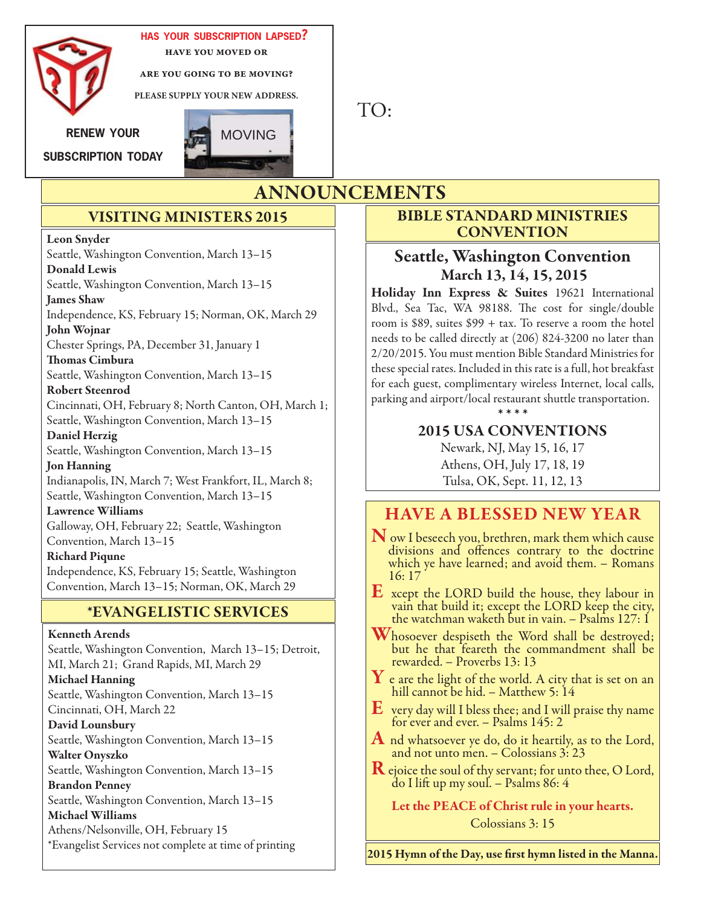**HAS YOUR SUBSCRIPTION LAPSED?**

HAVE YOU MOVED OR

ARE YOU GOING TO BE MOVING?

PLEASE SUPPLY YOUR NEW ADDRESS.

**RENEW YOUR SUBSCRIPTION TODAY**

MOVING

TO:

# ANNOUNCEMENTS

## VISITING MINISTERS 2015

**Leon Snyder**
Seattle, Washington Convention, March 13–15
**Donald Lewis**
Seattle, Washington Convention, March 13–15
**James Shaw**
Independence, KS, February 15; Norman, OK, March 29
**John Wojnar**
Chester Springs, PA, December 31, January 1
**Thomas Cimbura**
Seattle, Washington Convention, March 13–15
**Robert Steenrod**
Cincinnati, OH, February 8; North Canton, OH, March 1; Seattle, Washington Convention, March 13–15
**Daniel Herzig**
Seattle, Washington Convention, March 13–15
**Jon Hanning**
Indianapolis, IN, March 7; West Frankfort, IL, March 8; Seattle, Washington Convention, March 13–15
**Lawrence Williams**
Galloway, OH, February 22; Seattle, Washington Convention, March 13–15
**Richard Pique**
Independence, KS, February 15; Seattle, Washington Convention, March 13–15; Norman, OK, March 29

## *EVANGELISTIC SERVICES

**Kenneth Arends**
Seattle, Washington Convention, March 13–15; Detroit, MI, March 21; Grand Rapids, MI, March 29
**Michael Hanning**
Seattle, Washington Convention, March 13–15
Cincinnati, OH, March 22
**David Lounsbury**
Seattle, Washington Convention, March 13–15
**Walter Onyszko**
Seattle, Washington Convention, March 13–15
**Brandon Penney**
Seattle, Washington Convention, March 13–15
**Michael Williams**
Athens/Nelsonville, OH, February 15
*Evangelist Services not complete at time of printing

## BIBLE STANDARD MINISTRIES CONVENTION

### Seattle, Washington Convention
### March 13, 14, 15, 2015

**Holiday Inn Express & Suites** 19621 International Blvd., Sea Tac, WA 98188. The cost for single/double room is $89, suites $99 + tax. To reserve a room the hotel needs to be called directly at (206) 824-3200 no later than 2/20/2015. You must mention Bible Standard Ministries for these special rates. Included in this rate is a full, hot breakfast for each guest, complimentary wireless Internet, local calls, parking and airport/local restaurant shuttle transportation.

* * * *

### 2015 USA CONVENTIONS

Newark, NJ, May 15, 16, 17
Athens, OH, July 17, 18, 19
Tulsa, OK, Sept. 11, 12, 13

## HAVE A BLESSED NEW YEAR

**N** ow I beseech you, brethren, mark them which cause divisions and offences contrary to the doctrine which ye have learned; and avoid them. – Romans 16: 17

**E** xcept the LORD build the house, they labour in vain that build it; except the LORD keep the city, the watchman waketh but in vain. – Psalms 127: 1

**W** hosoever despiseth the Word shall be destroyed; but he that feareth the commandment shall be rewarded. – Proverbs 13: 13

**Y** e are the light of the world. A city that is set on an hill cannot be hid. – Matthew 5: 14

**E** very day will I bless thee; and I will praise thy name for ever and ever. – Psalms 145: 2

**A** nd whatsoever ye do, do it heartily, as to the Lord, and not unto men. – Colossians 3: 23

**R** ejoice the soul of thy servant; for unto thee, O Lord, do I lift up my soul. – Psalms 86: 4

**Let the PEACE of Christ rule in your hearts.**
Colossians 3: 15

**2015 Hymn of the Day, use first hymn listed in the Manna.**